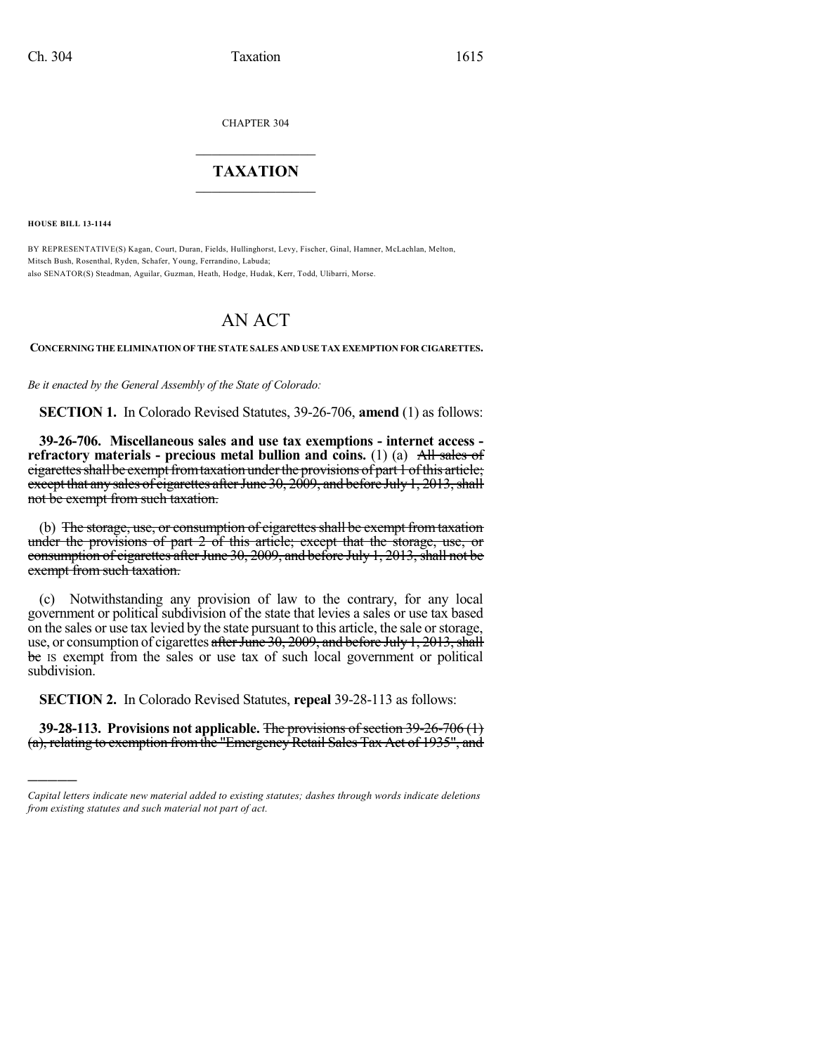CHAPTER 304

# TAXATION

**HOUSE BILL 13-1144**

BY REPRESENTATIVE(S) Kagan, Court, Duran, Fields, Hullinghorst, Levy, Fischer, Ginal, Hamner, McLachlan, Melton, Mitsch Bush, Rosenthal, Ryden, Schafer, Young, Ferrandino, Labuda;
also SENATOR(S) Steadman, Aguilar, Guzman, Heath, Hodge, Hudak, Kerr, Todd, Ulibarri, Morse.

# AN ACT

**CONCERNING THE ELIMINATION OF THE STATE SALES AND USE TAX EXEMPTION FOR CIGARETTES.**

*Be it enacted by the General Assembly of the State of Colorado:*

**SECTION 1.** In Colorado Revised Statutes, 39-26-706, **amend** (1) as follows:

**39-26-706. Miscellaneous sales and use tax exemptions - internet access - refractory materials - precious metal bullion and coins.** (1) (a) ~~All sales of cigarettes shall be exempt from taxation under the provisions of part 1 of this article; except that any sales of cigarettes after June 30, 2009, and before July 1, 2013, shall not be exempt from such taxation.~~

(b) ~~The storage, use, or consumption of cigarettes shall be exempt from taxation under the provisions of part 2 of this article; except that the storage, use, or consumption of cigarettes after June 30, 2009, and before July 1, 2013, shall not be exempt from such taxation.~~

(c) Notwithstanding any provision of law to the contrary, for any local government or political subdivision of the state that levies a sales or use tax based on the sales or use tax levied by the state pursuant to this article, the sale or storage, use, or consumption of cigarettes ~~after June 30, 2009, and before July 1, 2013, shall be~~ IS exempt from the sales or use tax of such local government or political subdivision.

**SECTION 2.** In Colorado Revised Statutes, **repeal** 39-28-113 as follows:

**39-28-113. Provisions not applicable.** ~~The provisions of section 39-26-706 (1) (a), relating to exemption from the "Emergency Retail Sales Tax Act of 1935", and~~

*Capital letters indicate new material added to existing statutes; dashes through words indicate deletions from existing statutes and such material not part of act.*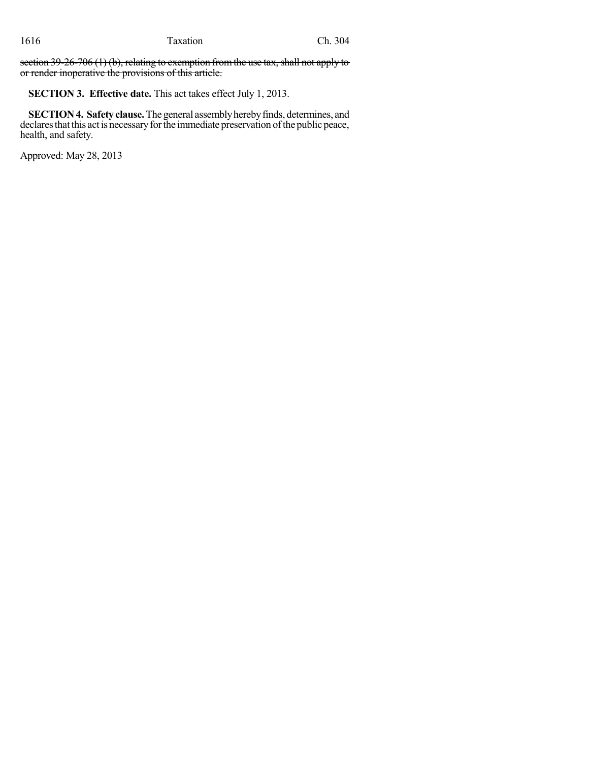~~section 39-26-706 (1) (b), relating to exemption from the use tax, shall not apply to or render inoperative the provisions of this article.~~

**SECTION 3. Effective date.** This act takes effect July 1, 2013.

**SECTION 4. Safety clause.** The general assembly hereby finds, determines, and declares that this act is necessary for the immediate preservation of the public peace, health, and safety.

Approved: May 28, 2013